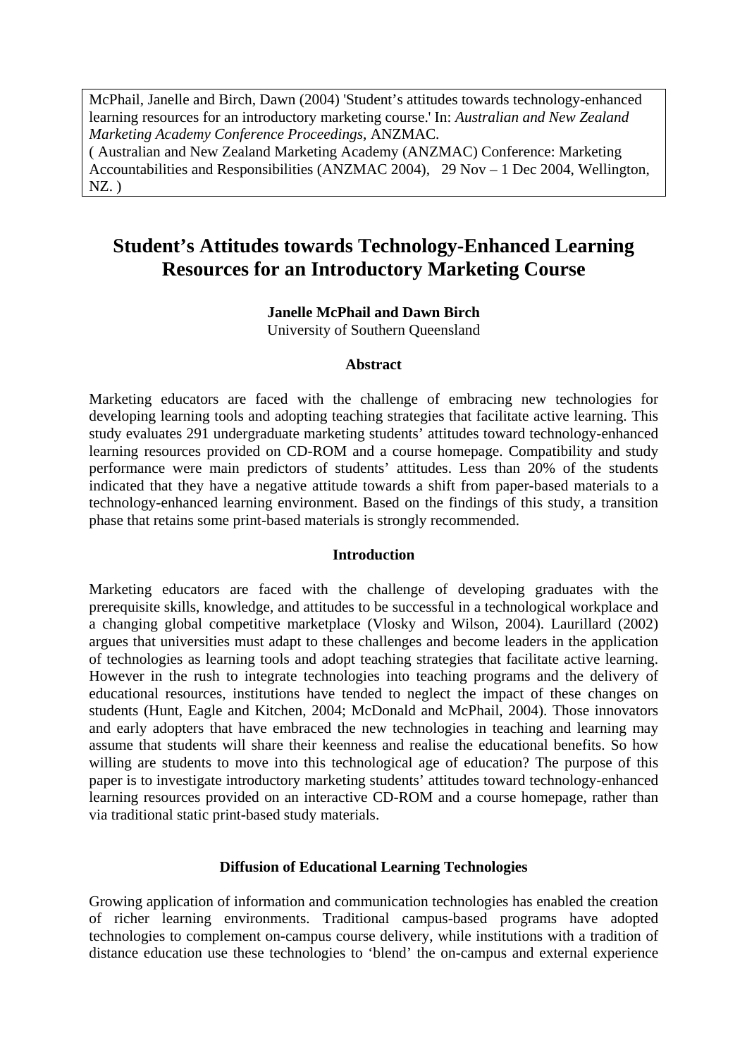McPhail, Janelle and Birch, Dawn (2004) 'Student's attitudes towards technology-enhanced learning resources for an introductory marketing course.' In: *Australian and New Zealand Marketing Academy Conference Proceedings*, ANZMAC.
( Australian and New Zealand Marketing Academy (ANZMAC) Conference: Marketing Accountabilities and Responsibilities (ANZMAC 2004), 29 Nov – 1 Dec 2004, Wellington, NZ. )

# Student's Attitudes towards Technology-Enhanced Learning Resources for an Introductory Marketing Course

**Janelle McPhail and Dawn Birch**
University of Southern Queensland

## Abstract

Marketing educators are faced with the challenge of embracing new technologies for developing learning tools and adopting teaching strategies that facilitate active learning. This study evaluates 291 undergraduate marketing students' attitudes toward technology-enhanced learning resources provided on CD-ROM and a course homepage. Compatibility and study performance were main predictors of students' attitudes. Less than 20% of the students indicated that they have a negative attitude towards a shift from paper-based materials to a technology-enhanced learning environment. Based on the findings of this study, a transition phase that retains some print-based materials is strongly recommended.

## Introduction

Marketing educators are faced with the challenge of developing graduates with the prerequisite skills, knowledge, and attitudes to be successful in a technological workplace and a changing global competitive marketplace (Vlosky and Wilson, 2004). Laurillard (2002) argues that universities must adapt to these challenges and become leaders in the application of technologies as learning tools and adopt teaching strategies that facilitate active learning. However in the rush to integrate technologies into teaching programs and the delivery of educational resources, institutions have tended to neglect the impact of these changes on students (Hunt, Eagle and Kitchen, 2004; McDonald and McPhail, 2004). Those innovators and early adopters that have embraced the new technologies in teaching and learning may assume that students will share their keenness and realise the educational benefits. So how willing are students to move into this technological age of education? The purpose of this paper is to investigate introductory marketing students' attitudes toward technology-enhanced learning resources provided on an interactive CD-ROM and a course homepage, rather than via traditional static print-based study materials.

## Diffusion of Educational Learning Technologies

Growing application of information and communication technologies has enabled the creation of richer learning environments. Traditional campus-based programs have adopted technologies to complement on-campus course delivery, while institutions with a tradition of distance education use these technologies to 'blend' the on-campus and external experience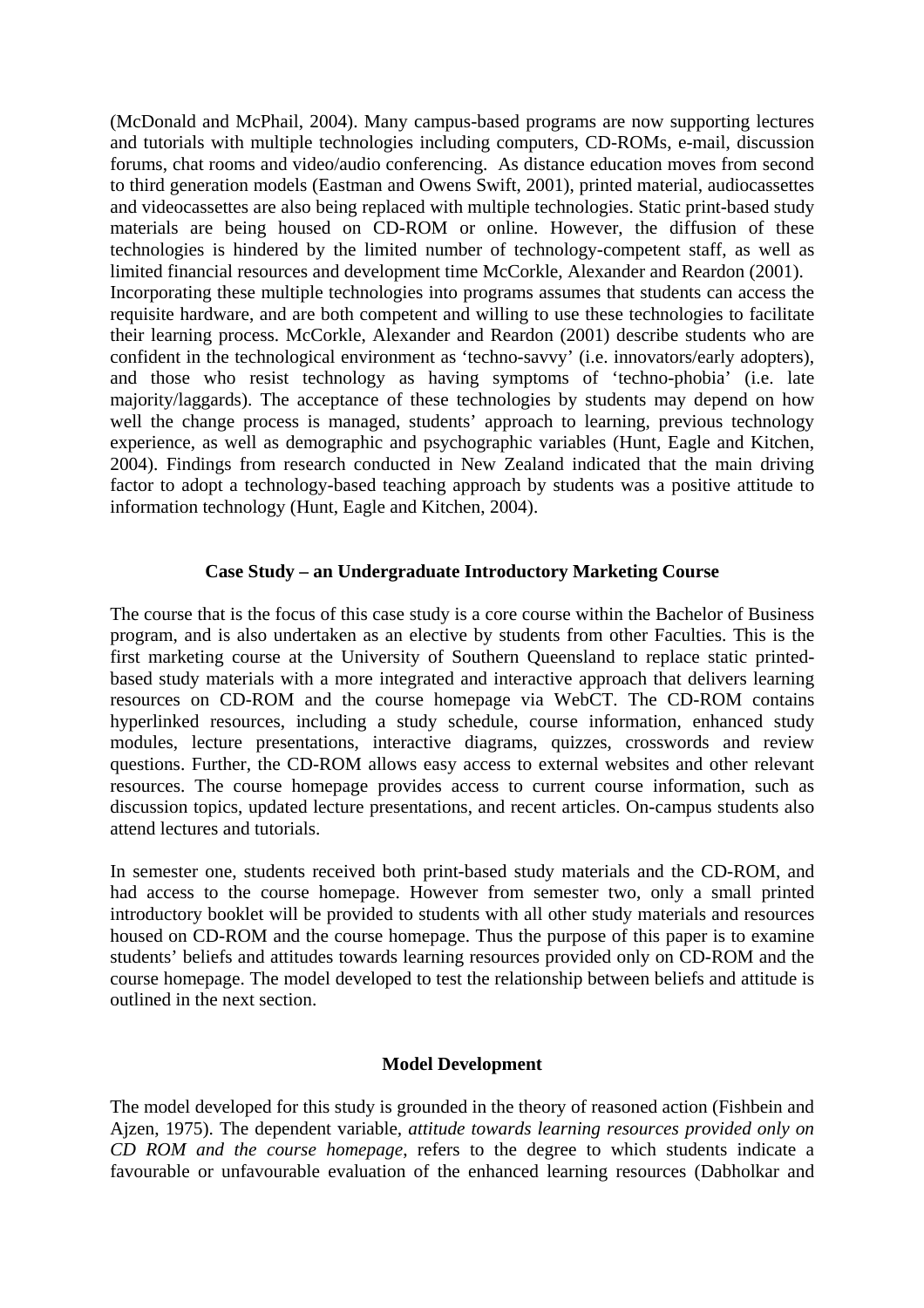(McDonald and McPhail, 2004). Many campus-based programs are now supporting lectures and tutorials with multiple technologies including computers, CD-ROMs, e-mail, discussion forums, chat rooms and video/audio conferencing. As distance education moves from second to third generation models (Eastman and Owens Swift, 2001), printed material, audiocassettes and videocassettes are also being replaced with multiple technologies. Static print-based study materials are being housed on CD-ROM or online. However, the diffusion of these technologies is hindered by the limited number of technology-competent staff, as well as limited financial resources and development time McCorkle, Alexander and Reardon (2001). Incorporating these multiple technologies into programs assumes that students can access the requisite hardware, and are both competent and willing to use these technologies to facilitate their learning process. McCorkle, Alexander and Reardon (2001) describe students who are confident in the technological environment as 'techno-savvy' (i.e. innovators/early adopters), and those who resist technology as having symptoms of 'techno-phobia' (i.e. late majority/laggards). The acceptance of these technologies by students may depend on how well the change process is managed, students' approach to learning, previous technology experience, as well as demographic and psychographic variables (Hunt, Eagle and Kitchen, 2004). Findings from research conducted in New Zealand indicated that the main driving factor to adopt a technology-based teaching approach by students was a positive attitude to information technology (Hunt, Eagle and Kitchen, 2004).

## Case Study – an Undergraduate Introductory Marketing Course

The course that is the focus of this case study is a core course within the Bachelor of Business program, and is also undertaken as an elective by students from other Faculties. This is the first marketing course at the University of Southern Queensland to replace static printed-based study materials with a more integrated and interactive approach that delivers learning resources on CD-ROM and the course homepage via WebCT. The CD-ROM contains hyperlinked resources, including a study schedule, course information, enhanced study modules, lecture presentations, interactive diagrams, quizzes, crosswords and review questions. Further, the CD-ROM allows easy access to external websites and other relevant resources. The course homepage provides access to current course information, such as discussion topics, updated lecture presentations, and recent articles. On-campus students also attend lectures and tutorials.

In semester one, students received both print-based study materials and the CD-ROM, and had access to the course homepage. However from semester two, only a small printed introductory booklet will be provided to students with all other study materials and resources housed on CD-ROM and the course homepage. Thus the purpose of this paper is to examine students' beliefs and attitudes towards learning resources provided only on CD-ROM and the course homepage. The model developed to test the relationship between beliefs and attitude is outlined in the next section.

## Model Development

The model developed for this study is grounded in the theory of reasoned action (Fishbein and Ajzen, 1975). The dependent variable, *attitude towards learning resources provided only on CD ROM and the course homepage*, refers to the degree to which students indicate a favourable or unfavourable evaluation of the enhanced learning resources (Dabholkar and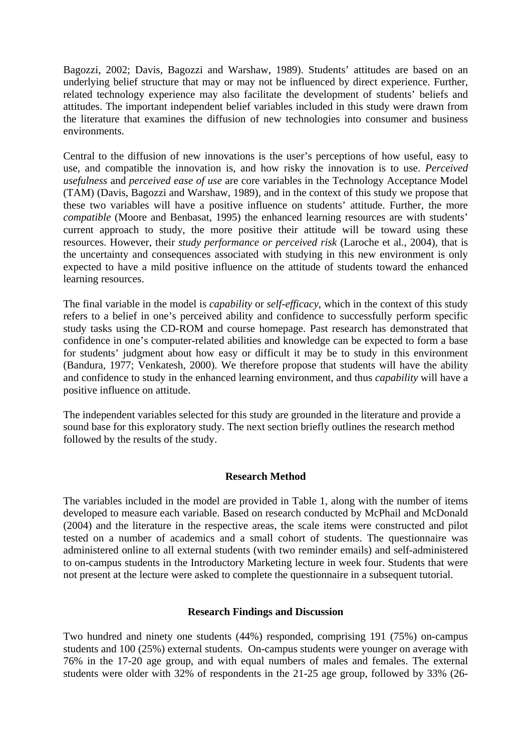Bagozzi, 2002; Davis, Bagozzi and Warshaw, 1989). Students' attitudes are based on an underlying belief structure that may or may not be influenced by direct experience. Further, related technology experience may also facilitate the development of students' beliefs and attitudes. The important independent belief variables included in this study were drawn from the literature that examines the diffusion of new technologies into consumer and business environments.

Central to the diffusion of new innovations is the user's perceptions of how useful, easy to use, and compatible the innovation is, and how risky the innovation is to use. *Perceived usefulness* and *perceived ease of use* are core variables in the Technology Acceptance Model (TAM) (Davis, Bagozzi and Warshaw, 1989), and in the context of this study we propose that these two variables will have a positive influence on students' attitude. Further, the more *compatible* (Moore and Benbasat, 1995) the enhanced learning resources are with students' current approach to study, the more positive their attitude will be toward using these resources. However, their *study performance or perceived risk* (Laroche et al., 2004), that is the uncertainty and consequences associated with studying in this new environment is only expected to have a mild positive influence on the attitude of students toward the enhanced learning resources.

The final variable in the model is *capability* or *self-efficacy*, which in the context of this study refers to a belief in one's perceived ability and confidence to successfully perform specific study tasks using the CD-ROM and course homepage. Past research has demonstrated that confidence in one's computer-related abilities and knowledge can be expected to form a base for students' judgment about how easy or difficult it may be to study in this environment (Bandura, 1977; Venkatesh, 2000). We therefore propose that students will have the ability and confidence to study in the enhanced learning environment, and thus *capability* will have a positive influence on attitude.

The independent variables selected for this study are grounded in the literature and provide a sound base for this exploratory study. The next section briefly outlines the research method followed by the results of the study.

## Research Method

The variables included in the model are provided in Table 1, along with the number of items developed to measure each variable. Based on research conducted by McPhail and McDonald (2004) and the literature in the respective areas, the scale items were constructed and pilot tested on a number of academics and a small cohort of students. The questionnaire was administered online to all external students (with two reminder emails) and self-administered to on-campus students in the Introductory Marketing lecture in week four. Students that were not present at the lecture were asked to complete the questionnaire in a subsequent tutorial.

## Research Findings and Discussion

Two hundred and ninety one students (44%) responded, comprising 191 (75%) on-campus students and 100 (25%) external students. On-campus students were younger on average with 76% in the 17-20 age group, and with equal numbers of males and females. The external students were older with 32% of respondents in the 21-25 age group, followed by 33% (26-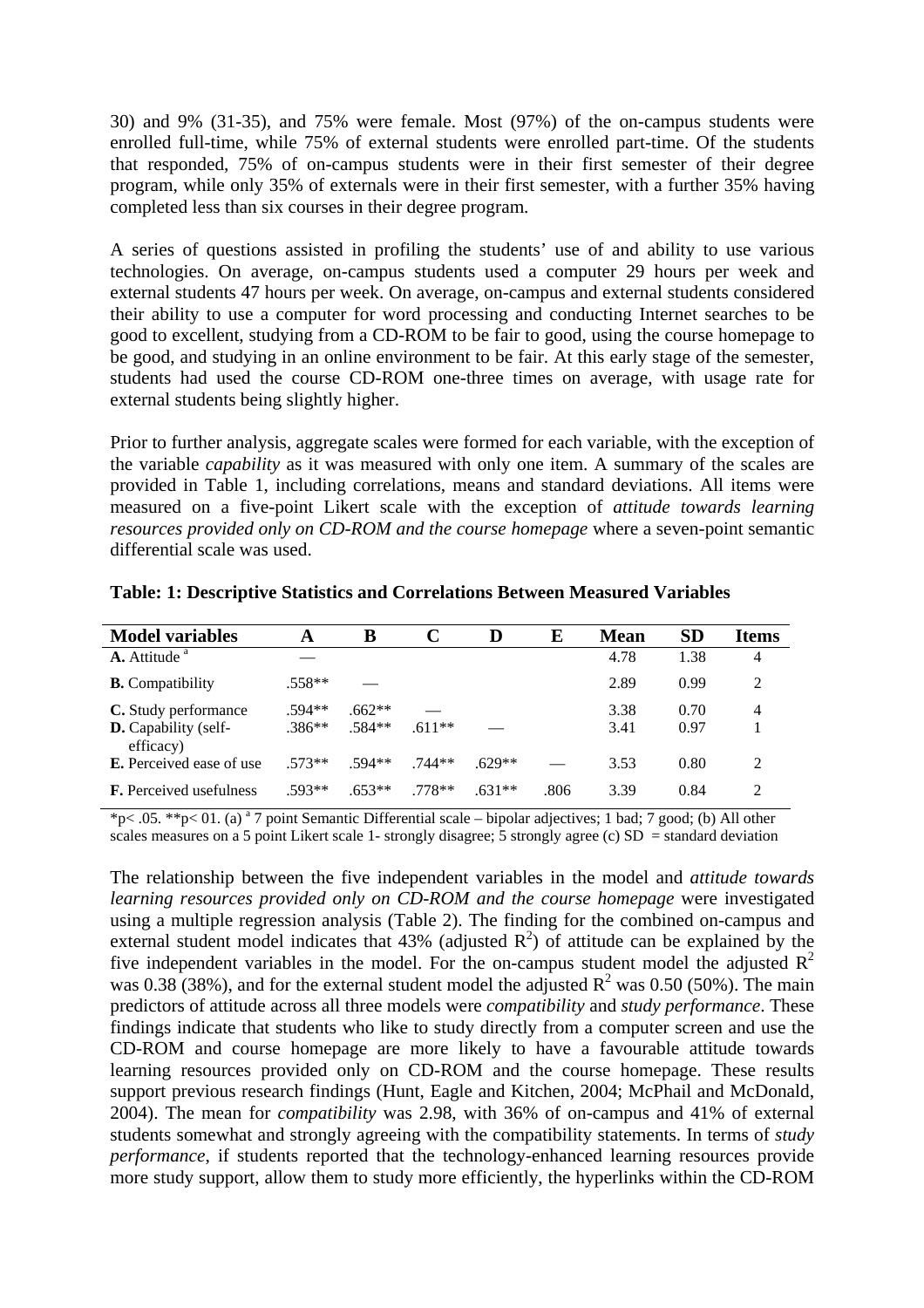30) and 9% (31-35), and 75% were female. Most (97%) of the on-campus students were enrolled full-time, while 75% of external students were enrolled part-time. Of the students that responded, 75% of on-campus students were in their first semester of their degree program, while only 35% of externals were in their first semester, with a further 35% having completed less than six courses in their degree program.

A series of questions assisted in profiling the students' use of and ability to use various technologies. On average, on-campus students used a computer 29 hours per week and external students 47 hours per week. On average, on-campus and external students considered their ability to use a computer for word processing and conducting Internet searches to be good to excellent, studying from a CD-ROM to be fair to good, using the course homepage to be good, and studying in an online environment to be fair. At this early stage of the semester, students had used the course CD-ROM one-three times on average, with usage rate for external students being slightly higher.

Prior to further analysis, aggregate scales were formed for each variable, with the exception of the variable *capability* as it was measured with only one item. A summary of the scales are provided in Table 1, including correlations, means and standard deviations. All items were measured on a five-point Likert scale with the exception of *attitude towards learning resources provided only on CD-ROM and the course homepage* where a seven-point semantic differential scale was used.

**Table: 1: Descriptive Statistics and Correlations Between Measured Variables**

| Model variables | A | B | C | D | E | Mean | SD | Items |
|---|---|---|---|---|---|---|---|---|
| **A.** Attitude [a] | — | | | | | 4.78 | 1.38 | 4 |
| **B.** Compatibility | .558** | — | | | | 2.89 | 0.99 | 2 |
| **C.** Study performance | .594** | .662** | — | | | 3.38 | 0.70 | 4 |
| **D.** Capability (self-efficacy) | .386** | .584** | .611** | — | | 3.41 | 0.97 | 1 |
| **E.** Perceived ease of use | .573** | .594** | .744** | .629** | — | 3.53 | 0.80 | 2 |
| **F.** Perceived usefulness | .593** | .653** | .778** | .631** | .806 | 3.39 | 0.84 | 2 |

*p< .05. **p< 01. (a) [a] 7 point Semantic Differential scale – bipolar adjectives; 1 bad; 7 good; (b) All other scales measures on a 5 point Likert scale 1- strongly disagree; 5 strongly agree (c) SD = standard deviation

The relationship between the five independent variables in the model and *attitude towards learning resources provided only on CD-ROM and the course homepage* were investigated using a multiple regression analysis (Table 2). The finding for the combined on-campus and external student model indicates that 43% (adjusted $R^2$) of attitude can be explained by the five independent variables in the model. For the on-campus student model the adjusted $R^2$ was 0.38 (38%), and for the external student model the adjusted $R^2$ was 0.50 (50%). The main predictors of attitude across all three models were *compatibility* and *study performance*. These findings indicate that students who like to study directly from a computer screen and use the CD-ROM and course homepage are more likely to have a favourable attitude towards learning resources provided only on CD-ROM and the course homepage. These results support previous research findings (Hunt, Eagle and Kitchen, 2004; McPhail and McDonald, 2004). The mean for *compatibility* was 2.98, with 36% of on-campus and 41% of external students somewhat and strongly agreeing with the compatibility statements. In terms of *study performance*, if students reported that the technology-enhanced learning resources provide more study support, allow them to study more efficiently, the hyperlinks within the CD-ROM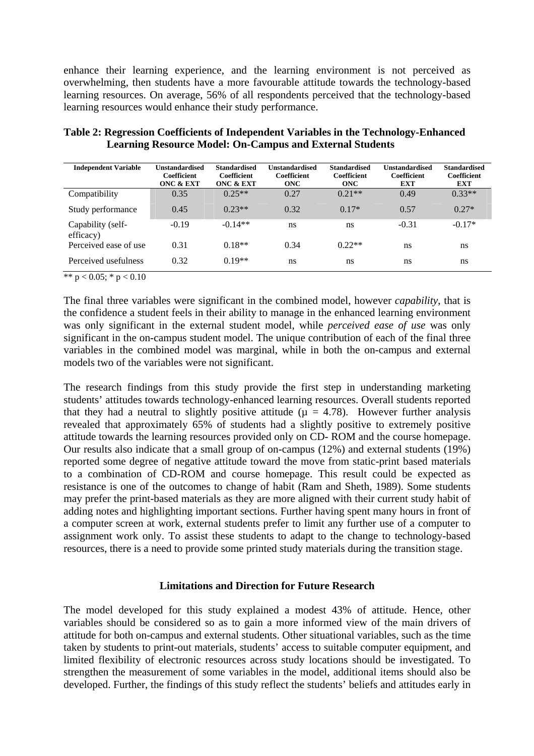enhance their learning experience, and the learning environment is not perceived as overwhelming, then students have a more favourable attitude towards the technology-based learning resources. On average, 56% of all respondents perceived that the technology-based learning resources would enhance their study performance.

**Table 2: Regression Coefficients of Independent Variables in the Technology-Enhanced Learning Resource Model: On-Campus and External Students**

| Independent Variable | Unstandardised Coefficient ONC & EXT | Standardised Coefficient ONC & EXT | Unstandardised Coefficient ONC | Standardised Coefficient ONC | Unstandardised Coefficient EXT | Standardised Coefficient EXT |
|---|---|---|---|---|---|---|
| Compatibility | 0.35 | 0.25** | 0.27 | 0.21** | 0.49 | 0.33** |
| Study performance | 0.45 | 0.23** | 0.32 | 0.17* | 0.57 | 0.27* |
| Capability (self-efficacy) | -0.19 | -0.14** | ns | ns | -0.31 | -0.17* |
| Perceived ease of use | 0.31 | 0.18** | 0.34 | 0.22** | ns | ns |
| Perceived usefulness | 0.32 | 0.19** | ns | ns | ns | ns |

** $p < 0.05$; * $p < 0.10$

The final three variables were significant in the combined model, however *capability*, that is the confidence a student feels in their ability to manage in the enhanced learning environment was only significant in the external student model, while *perceived ease of use* was only significant in the on-campus student model. The unique contribution of each of the final three variables in the combined model was marginal, while in both the on-campus and external models two of the variables were not significant.

The research findings from this study provide the first step in understanding marketing students' attitudes towards technology-enhanced learning resources. Overall students reported that they had a neutral to slightly positive attitude ($\mu = 4.78$). However further analysis revealed that approximately 65% of students had a slightly positive to extremely positive attitude towards the learning resources provided only on CD- ROM and the course homepage. Our results also indicate that a small group of on-campus (12%) and external students (19%) reported some degree of negative attitude toward the move from static-print based materials to a combination of CD-ROM and course homepage. This result could be expected as resistance is one of the outcomes to change of habit (Ram and Sheth, 1989). Some students may prefer the print-based materials as they are more aligned with their current study habit of adding notes and highlighting important sections. Further having spent many hours in front of a computer screen at work, external students prefer to limit any further use of a computer to assignment work only. To assist these students to adapt to the change to technology-based resources, there is a need to provide some printed study materials during the transition stage.

## Limitations and Direction for Future Research

The model developed for this study explained a modest 43% of attitude. Hence, other variables should be considered so as to gain a more informed view of the main drivers of attitude for both on-campus and external students. Other situational variables, such as the time taken by students to print-out materials, students' access to suitable computer equipment, and limited flexibility of electronic resources across study locations should be investigated. To strengthen the measurement of some variables in the model, additional items should also be developed. Further, the findings of this study reflect the students' beliefs and attitudes early in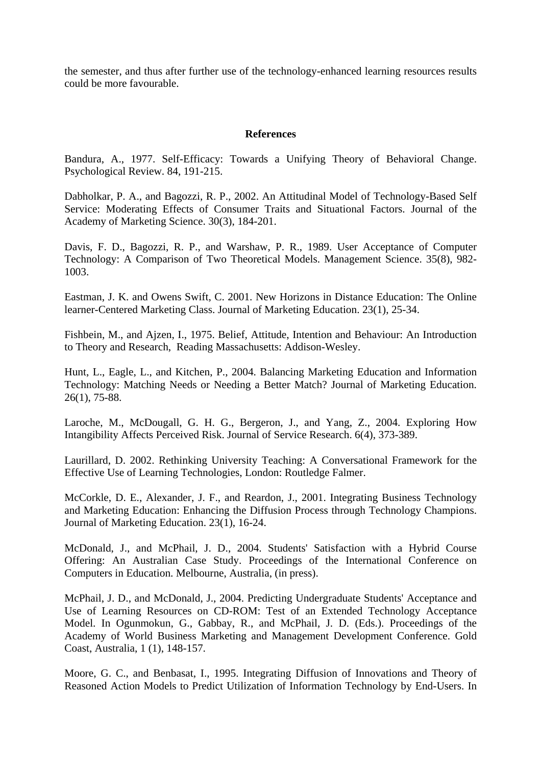the semester, and thus after further use of the technology-enhanced learning resources results could be more favourable.

## References

Bandura, A., 1977. Self-Efficacy: Towards a Unifying Theory of Behavioral Change. Psychological Review. 84, 191-215.

Dabholkar, P. A., and Bagozzi, R. P., 2002. An Attitudinal Model of Technology-Based Self Service: Moderating Effects of Consumer Traits and Situational Factors. Journal of the Academy of Marketing Science. 30(3), 184-201.

Davis, F. D., Bagozzi, R. P., and Warshaw, P. R., 1989. User Acceptance of Computer Technology: A Comparison of Two Theoretical Models. Management Science. 35(8), 982-1003.

Eastman, J. K. and Owens Swift, C. 2001. New Horizons in Distance Education: The Online learner-Centered Marketing Class. Journal of Marketing Education. 23(1), 25-34.

Fishbein, M., and Ajzen, I., 1975. Belief, Attitude, Intention and Behaviour: An Introduction to Theory and Research, Reading Massachusetts: Addison-Wesley.

Hunt, L., Eagle, L., and Kitchen, P., 2004. Balancing Marketing Education and Information Technology: Matching Needs or Needing a Better Match? Journal of Marketing Education. 26(1), 75-88.

Laroche, M., McDougall, G. H. G., Bergeron, J., and Yang, Z., 2004. Exploring How Intangibility Affects Perceived Risk. Journal of Service Research. 6(4), 373-389.

Laurillard, D. 2002. Rethinking University Teaching: A Conversational Framework for the Effective Use of Learning Technologies, London: Routledge Falmer.

McCorkle, D. E., Alexander, J. F., and Reardon, J., 2001. Integrating Business Technology and Marketing Education: Enhancing the Diffusion Process through Technology Champions. Journal of Marketing Education. 23(1), 16-24.

McDonald, J., and McPhail, J. D., 2004. Students' Satisfaction with a Hybrid Course Offering: An Australian Case Study. Proceedings of the International Conference on Computers in Education. Melbourne, Australia, (in press).

McPhail, J. D., and McDonald, J., 2004. Predicting Undergraduate Students' Acceptance and Use of Learning Resources on CD-ROM: Test of an Extended Technology Acceptance Model. In Ogunmokun, G., Gabbay, R., and McPhail, J. D. (Eds.). Proceedings of the Academy of World Business Marketing and Management Development Conference. Gold Coast, Australia, 1 (1), 148-157.

Moore, G. C., and Benbasat, I., 1995. Integrating Diffusion of Innovations and Theory of Reasoned Action Models to Predict Utilization of Information Technology by End-Users. In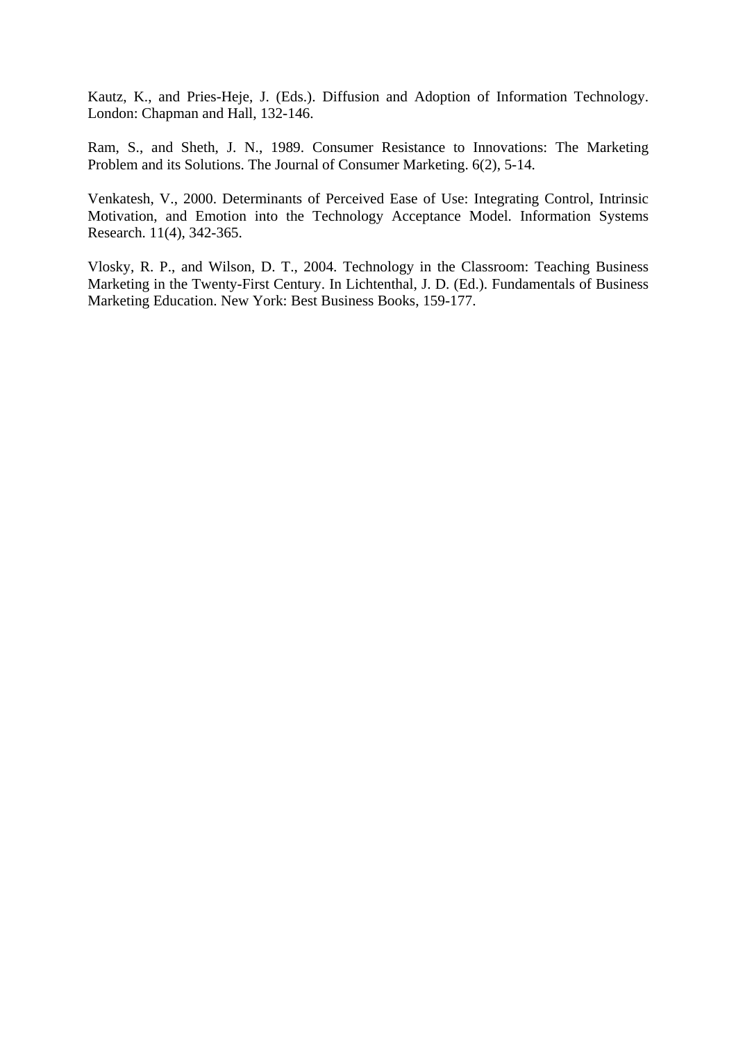Kautz, K., and Pries-Heje, J. (Eds.). Diffusion and Adoption of Information Technology. London: Chapman and Hall, 132-146.

Ram, S., and Sheth, J. N., 1989. Consumer Resistance to Innovations: The Marketing Problem and its Solutions. The Journal of Consumer Marketing. 6(2), 5-14.

Venkatesh, V., 2000. Determinants of Perceived Ease of Use: Integrating Control, Intrinsic Motivation, and Emotion into the Technology Acceptance Model. Information Systems Research. 11(4), 342-365.

Vlosky, R. P., and Wilson, D. T., 2004. Technology in the Classroom: Teaching Business Marketing in the Twenty-First Century. In Lichtenthal, J. D. (Ed.). Fundamentals of Business Marketing Education. New York: Best Business Books, 159-177.